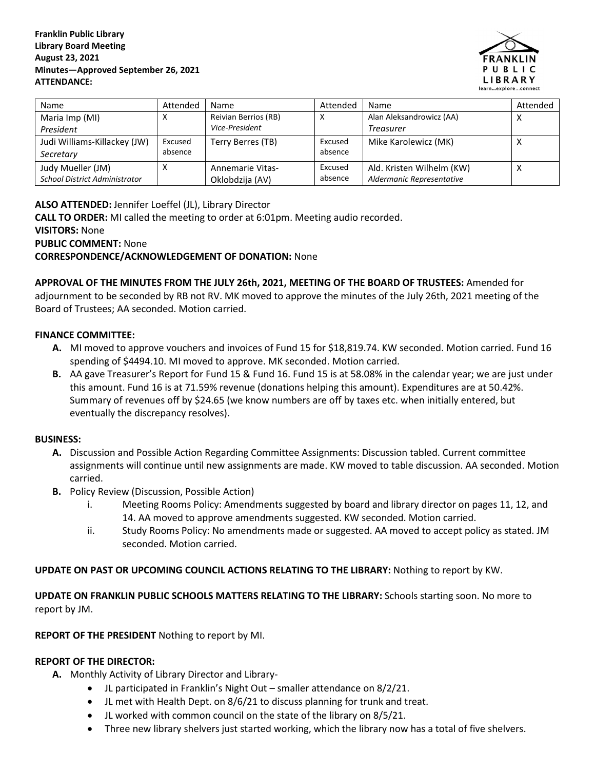**Franklin Public Library**
**Library Board Meeting**
**August 23, 2021**
**Minutes—Approved September 26, 2021**
**ATTENDANCE:**

| Name | Attended | Name | Attended | Name | Attended |
|---|---|---|---|---|---|
| Maria Imp (MI) *President* | X | Reivian Berrios (RB) *Vice-President* | X | Alan Aleksandrowicz (AA) *Treasurer* | X |
| Judi Williams-Killackey (JW) *Secretary* | Excused absence | Terry Berres (TB) | Excused absence | Mike Karolewicz (MK) | X |
| Judy Mueller (JM) *School District Administrator* | X | Annemarie Vitas-Oklobdzija (AV) | Excused absence | Ald. Kristen Wilhelm (KW) *Aldermanic Representative* | X |

**ALSO ATTENDED:** Jennifer Loeffel (JL), Library Director
**CALL TO ORDER:** MI called the meeting to order at 6:01pm. Meeting audio recorded.
**VISITORS:** None
**PUBLIC COMMENT:** None
**CORRESPONDENCE/ACKNOWLEDGEMENT OF DONATION:** None

**APPROVAL OF THE MINUTES FROM THE JULY 26th, 2021, MEETING OF THE BOARD OF TRUSTEES:** Amended for adjournment to be seconded by RB not RV. MK moved to approve the minutes of the July 26th, 2021 meeting of the Board of Trustees; AA seconded. Motion carried.

**FINANCE COMMITTEE:**

- **A.** MI moved to approve vouchers and invoices of Fund 15 for $18,819.74. KW seconded. Motion carried. Fund 16 spending of $4494.10. MI moved to approve. MK seconded. Motion carried.
- **B.** AA gave Treasurer's Report for Fund 15 & Fund 16. Fund 15 is at 58.08% in the calendar year; we are just under this amount. Fund 16 is at 71.59% revenue (donations helping this amount). Expenditures are at 50.42%. Summary of revenues off by $24.65 (we know numbers are off by taxes etc. when initially entered, but eventually the discrepancy resolves).

**BUSINESS:**

- **A.** Discussion and Possible Action Regarding Committee Assignments: Discussion tabled. Current committee assignments will continue until new assignments are made. KW moved to table discussion. AA seconded. Motion carried.
- **B.** Policy Review (Discussion, Possible Action)
  - i. Meeting Rooms Policy: Amendments suggested by board and library director on pages 11, 12, and 14. AA moved to approve amendments suggested. KW seconded. Motion carried.
  - ii. Study Rooms Policy: No amendments made or suggested. AA moved to accept policy as stated. JM seconded. Motion carried.

**UPDATE ON PAST OR UPCOMING COUNCIL ACTIONS RELATING TO THE LIBRARY:** Nothing to report by KW.

**UPDATE ON FRANKLIN PUBLIC SCHOOLS MATTERS RELATING TO THE LIBRARY:** Schools starting soon. No more to report by JM.

**REPORT OF THE PRESIDENT** Nothing to report by MI.

**REPORT OF THE DIRECTOR:**

- **A.** Monthly Activity of Library Director and Library-
  - JL participated in Franklin's Night Out – smaller attendance on 8/2/21.
  - JL met with Health Dept. on 8/6/21 to discuss planning for trunk and treat.
  - JL worked with common council on the state of the library on 8/5/21.
  - Three new library shelvers just started working, which the library now has a total of five shelvers.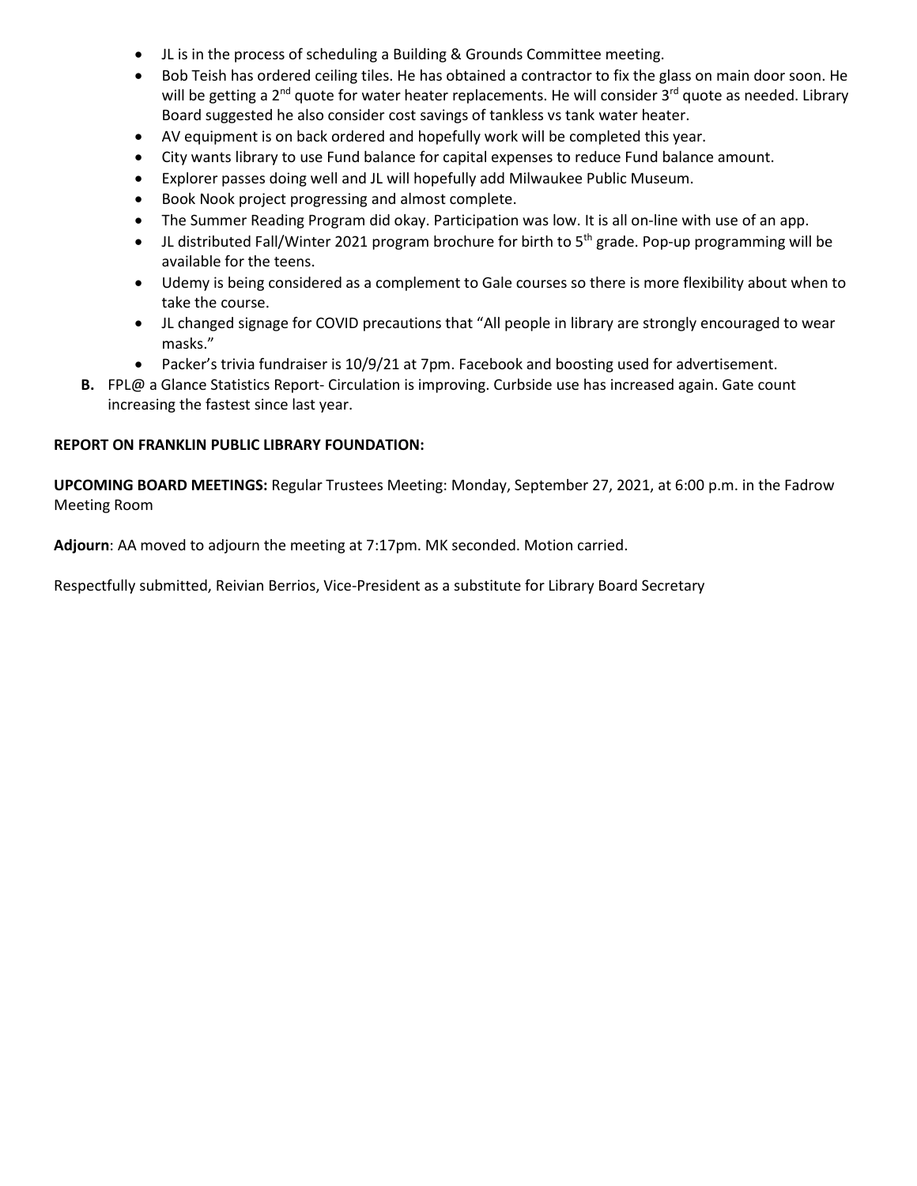- JL is in the process of scheduling a Building & Grounds Committee meeting.
- Bob Teish has ordered ceiling tiles. He has obtained a contractor to fix the glass on main door soon. He will be getting a 2nd quote for water heater replacements. He will consider 3rd quote as needed. Library Board suggested he also consider cost savings of tankless vs tank water heater.
- AV equipment is on back ordered and hopefully work will be completed this year.
- City wants library to use Fund balance for capital expenses to reduce Fund balance amount.
- Explorer passes doing well and JL will hopefully add Milwaukee Public Museum.
- Book Nook project progressing and almost complete.
- The Summer Reading Program did okay. Participation was low. It is all on-line with use of an app.
- JL distributed Fall/Winter 2021 program brochure for birth to 5th grade. Pop-up programming will be available for the teens.
- Udemy is being considered as a complement to Gale courses so there is more flexibility about when to take the course.
- JL changed signage for COVID precautions that "All people in library are strongly encouraged to wear masks."
- Packer's trivia fundraiser is 10/9/21 at 7pm. Facebook and boosting used for advertisement.

**B.** FPL@ a Glance Statistics Report- Circulation is improving. Curbside use has increased again. Gate count increasing the fastest since last year.

**REPORT ON FRANKLIN PUBLIC LIBRARY FOUNDATION:**

**UPCOMING BOARD MEETINGS:** Regular Trustees Meeting: Monday, September 27, 2021, at 6:00 p.m. in the Fadrow Meeting Room

**Adjourn**: AA moved to adjourn the meeting at 7:17pm. MK seconded. Motion carried.

Respectfully submitted, Reivian Berrios, Vice-President as a substitute for Library Board Secretary